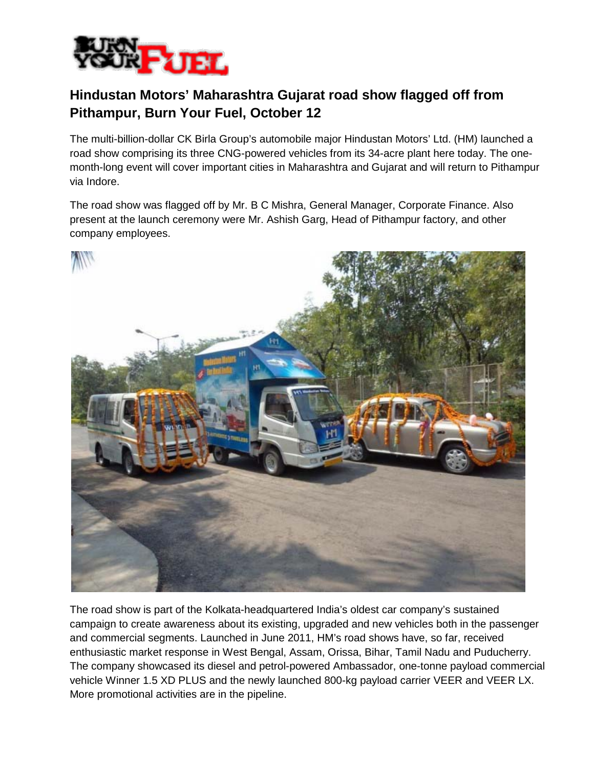## Hindustan Motors' Maharashtra Gujarat road show flagged off from Pithampur, Burn Your Fuel, October 12

The multi-billion-dollar CK Birla Group's automobile major Hindustan Motors' Ltd. (HM) launched a road show comprising its three CNG-powered vehicles from its 34-acre plant here today. The one-month-long event will cover important cities in Maharashtra and Gujarat and will return to Pithampur via Indore.

The road show was flagged off by Mr. B C Mishra, General Manager, Corporate Finance. Also present at the launch ceremony were Mr. Ashish Garg, Head of Pithampur factory, and other company employees.

The road show is part of the Kolkata-headquartered India's oldest car company's sustained campaign to create awareness about its existing, upgraded and new vehicles both in the passenger and commercial segments. Launched in June 2011, HM's road shows have, so far, received enthusiastic market response in West Bengal, Assam, Orissa, Bihar, Tamil Nadu and Puducherry. The company showcased its diesel and petrol-powered Ambassador, one-tonne payload commercial vehicle Winner 1.5 XD PLUS and the newly launched 800-kg payload carrier VEER and VEER LX. More promotional activities are in the pipeline.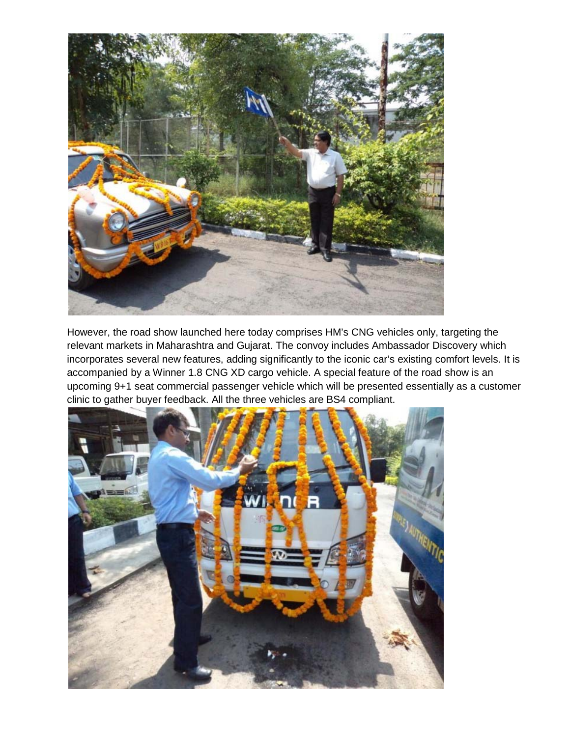However, the road show launched here today comprises HM's CNG vehicles only, targeting the relevant markets in Maharashtra and Gujarat. The convoy includes Ambassador Discovery which incorporates several new features, adding significantly to the iconic car's existing comfort levels. It is accompanied by a Winner 1.8 CNG XD cargo vehicle. A special feature of the road show is an upcoming 9+1 seat commercial passenger vehicle which will be presented essentially as a customer clinic to gather buyer feedback. All the three vehicles are BS4 compliant.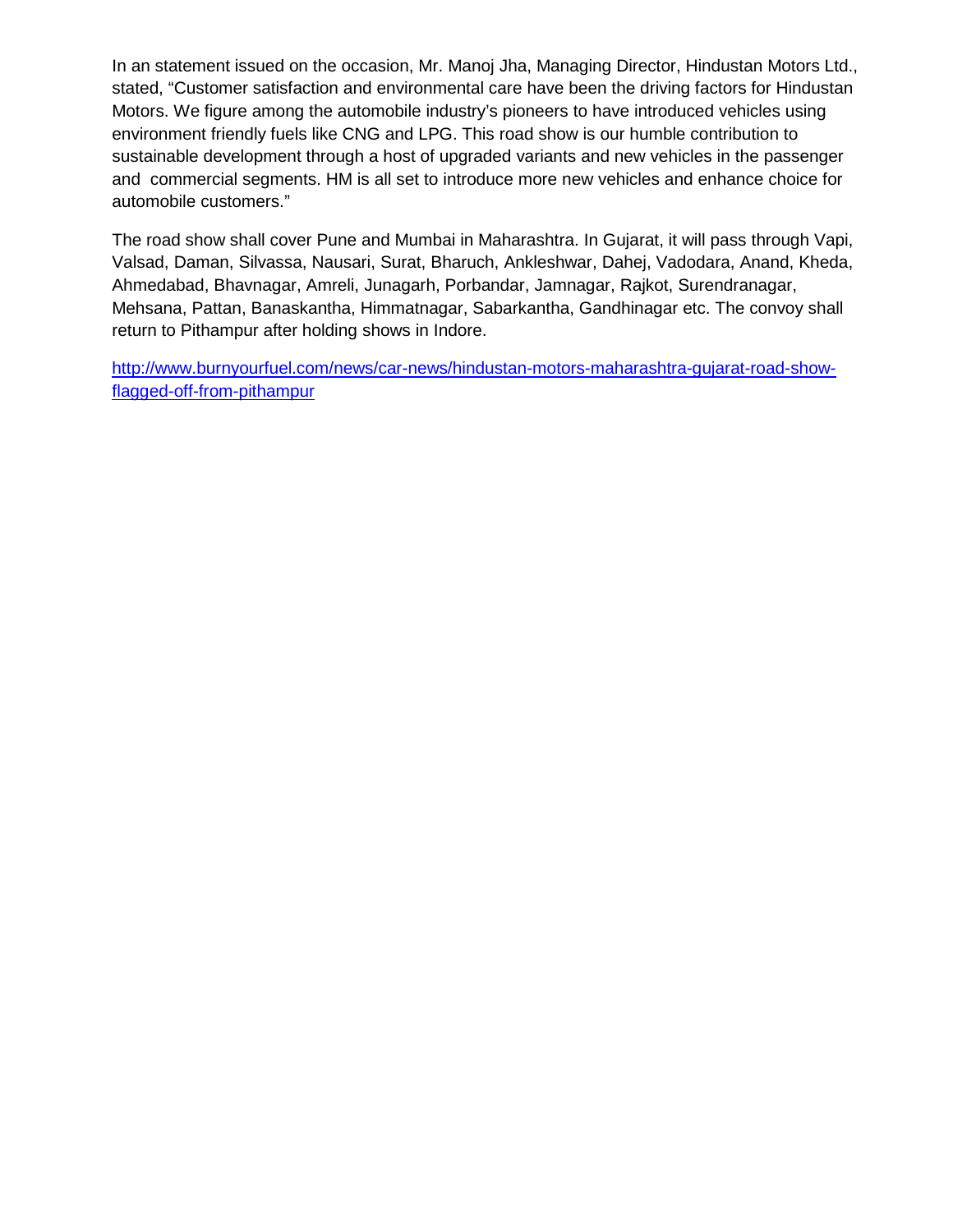In an statement issued on the occasion, Mr. Manoj Jha, Managing Director, Hindustan Motors Ltd., stated, "Customer satisfaction and environmental care have been the driving factors for Hindustan Motors. We figure among the automobile industry's pioneers to have introduced vehicles using environment friendly fuels like CNG and LPG. This road show is our humble contribution to sustainable development through a host of upgraded variants and new vehicles in the passenger and commercial segments. HM is all set to introduce more new vehicles and enhance choice for automobile customers."

The road show shall cover Pune and Mumbai in Maharashtra. In Gujarat, it will pass through Vapi, Valsad, Daman, Silvassa, Nausari, Surat, Bharuch, Ankleshwar, Dahej, Vadodara, Anand, Kheda, Ahmedabad, Bhavnagar, Amreli, Junagarh, Porbandar, Jamnagar, Rajkot, Surendranagar, Mehsana, Pattan, Banaskantha, Himmatnagar, Sabarkantha, Gandhinagar etc. The convoy shall return to Pithampur after holding shows in Indore.

[http://www.burnyourfuel.com/news/car-news/hindustan-motors-maharashtra-gujarat-road-show-flagged-off-from-pithampur](http://www.burnyourfuel.com/news/car-news/hindustan-motors-maharashtra-gujarat-road-show-flagged-off-from-pithampur)